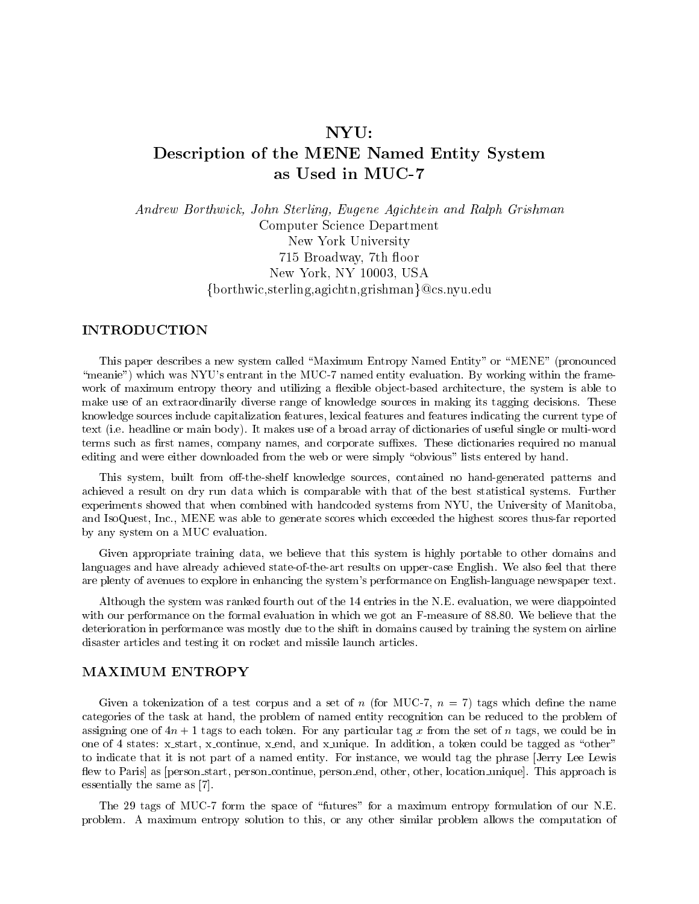# NYU: Description of the MENE Named Entity System as Used in MUC-7

*Andrew Borthwick, John Sterling, Eugene Agichtein and Ralph Grishman*
Computer Science Department
New York University
715 Broadway, 7th floor
New York, NY 10003, USA
{borthwic,sterling,agichtn,grishman}@cs.nyu.edu

## INTRODUCTION

This paper describes a new system called "Maximum Entropy Named Entity" or "MENE" (pronounced "meanie") which was NYU's entrant in the MUC-7 named entity evaluation. By working within the framework of maximum entropy theory and utilizing a flexible object-based architecture, the system is able to make use of an extraordinarily diverse range of knowledge sources in making its tagging decisions. These knowledge sources include capitalization features, lexical features and features indicating the current type of text (i.e. headline or main body). It makes use of a broad array of dictionaries of useful single or multi-word terms such as first names, company names, and corporate suffixes. These dictionaries required no manual editing and were either downloaded from the web or were simply "obvious" lists entered by hand.

This system, built from off-the-shelf knowledge sources, contained no hand-generated patterns and achieved a result on dry run data which is comparable with that of the best statistical systems. Further experiments showed that when combined with handcoded systems from NYU, the University of Manitoba, and IsoQuest, Inc., MENE was able to generate scores which exceeded the highest scores thus-far reported by any system on a MUC evaluation.

Given appropriate training data, we believe that this system is highly portable to other domains and languages and have already achieved state-of-the-art results on upper-case English. We also feel that there are plenty of avenues to explore in enhancing the system's performance on English-language newspaper text.

Although the system was ranked fourth out of the 14 entries in the N.E. evaluation, we were diappointed with our performance on the formal evaluation in which we got an F-measure of 88.80. We believe that the deterioration in performance was mostly due to the shift in domains caused by training the system on airline disaster articles and testing it on rocket and missile launch articles.

## MAXIMUM ENTROPY

Given a tokenization of a test corpus and a set of $n$ (for MUC-7, $n = 7$) tags which define the name categories of the task at hand, the problem of named entity recognition can be reduced to the problem of assigning one of $4n + 1$ tags to each token. For any particular tag $x$ from the set of $n$ tags, we could be in one of 4 states: x_start, x_continue, x_end, and x_unique. In addition, a token could be tagged as "other" to indicate that it is not part of a named entity. For instance, we would tag the phrase [Jerry Lee Lewis flew to Paris] as [person_start, person_continue, person_end, other, other, location_unique]. This approach is essentially the same as [7].

The 29 tags of MUC-7 form the space of "futures" for a maximum entropy formulation of our N.E. problem. A maximum entropy solution to this, or any other similar problem allows the computation of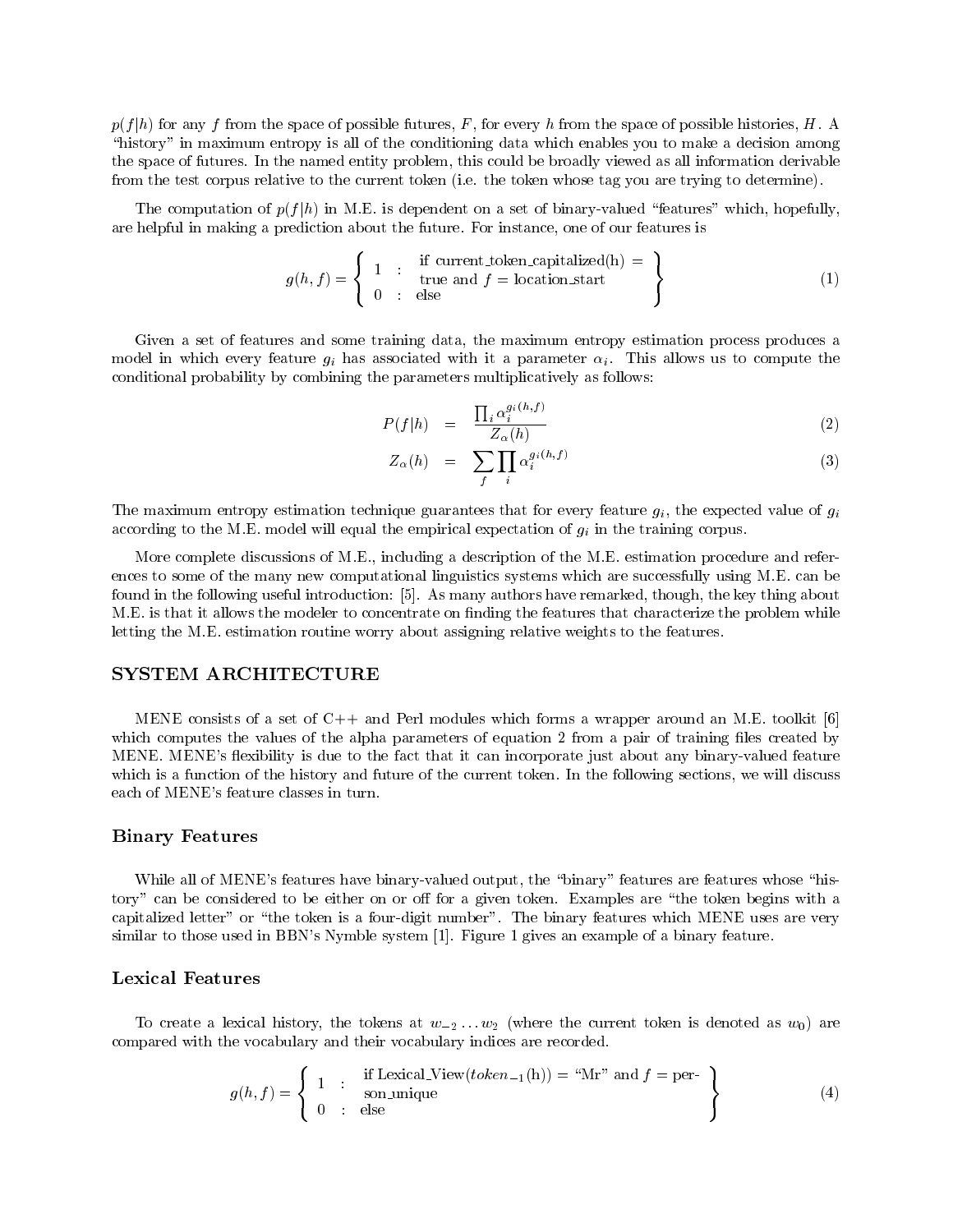$p(f|h)$ for any $f$ from the space of possible futures, $F$, for every $h$ from the space of possible histories, $H$. A "history" in maximum entropy is all of the conditioning data which enables you to make a decision among the space of futures. In the named entity problem, this could be broadly viewed as all information derivable from the test corpus relative to the current token (i.e. the token whose tag you are trying to determine).

The computation of $p(f|h)$ in M.E. is dependent on a set of binary-valued "features" which, hopefully, are helpful in making a prediction about the future. For instance, one of our features is

$$g(h,f) = \left\{ \begin{array}{ll} 1 : & \text{if current\_token\_capitalized(h) = true and } f = \text{location\_start} \\ 0 : & \text{else} \end{array} \right\} \tag{1}$$

Given a set of features and some training data, the maximum entropy estimation process produces a model in which every feature $g_i$ has associated with it a parameter $\alpha_i$. This allows us to compute the conditional probability by combining the parameters multiplicatively as follows:

$$P(f|h) = \frac{\prod_i \alpha_i^{g_i(h,f)}}{Z_\alpha(h)} \tag{2}$$

$$Z_\alpha(h) = \sum_f \prod_i \alpha_i^{g_i(h,f)} \tag{3}$$

The maximum entropy estimation technique guarantees that for every feature $g_i$, the expected value of $g_i$ according to the M.E. model will equal the empirical expectation of $g_i$ in the training corpus.

More complete discussions of M.E., including a description of the M.E. estimation procedure and references to some of the many new computational linguistics systems which are successfully using M.E. can be found in the following useful introduction: [5]. As many authors have remarked, though, the key thing about M.E. is that it allows the modeler to concentrate on finding the features that characterize the problem while letting the M.E. estimation routine worry about assigning relative weights to the features.

## SYSTEM ARCHITECTURE

MENE consists of a set of C++ and Perl modules which forms a wrapper around an M.E. toolkit [6] which computes the values of the alpha parameters of equation 2 from a pair of training files created by MENE. MENE's flexibility is due to the fact that it can incorporate just about any binary-valued feature which is a function of the history and future of the current token. In the following sections, we will discuss each of MENE's feature classes in turn.

### Binary Features

While all of MENE's features have binary-valued output, the "binary" features are features whose "history" can be considered to be either on or off for a given token. Examples are "the token begins with a capitalized letter" or "the token is a four-digit number". The binary features which MENE uses are very similar to those used in BBN's Nymble system [1]. Figure 1 gives an example of a binary feature.

### Lexical Features

To create a lexical history, the tokens at $w_{-2} \ldots w_2$ (where the current token is denoted as $w_0$) are compared with the vocabulary and their vocabulary indices are recorded.

$$g(h,f) = \left\{ \begin{array}{ll} 1 : & \text{if Lexical\_View}(token_{-1}\text{(h)}) = \text{"Mr" and } f = \text{person\_unique} \\ 0 : & \text{else} \end{array} \right\} \tag{4}$$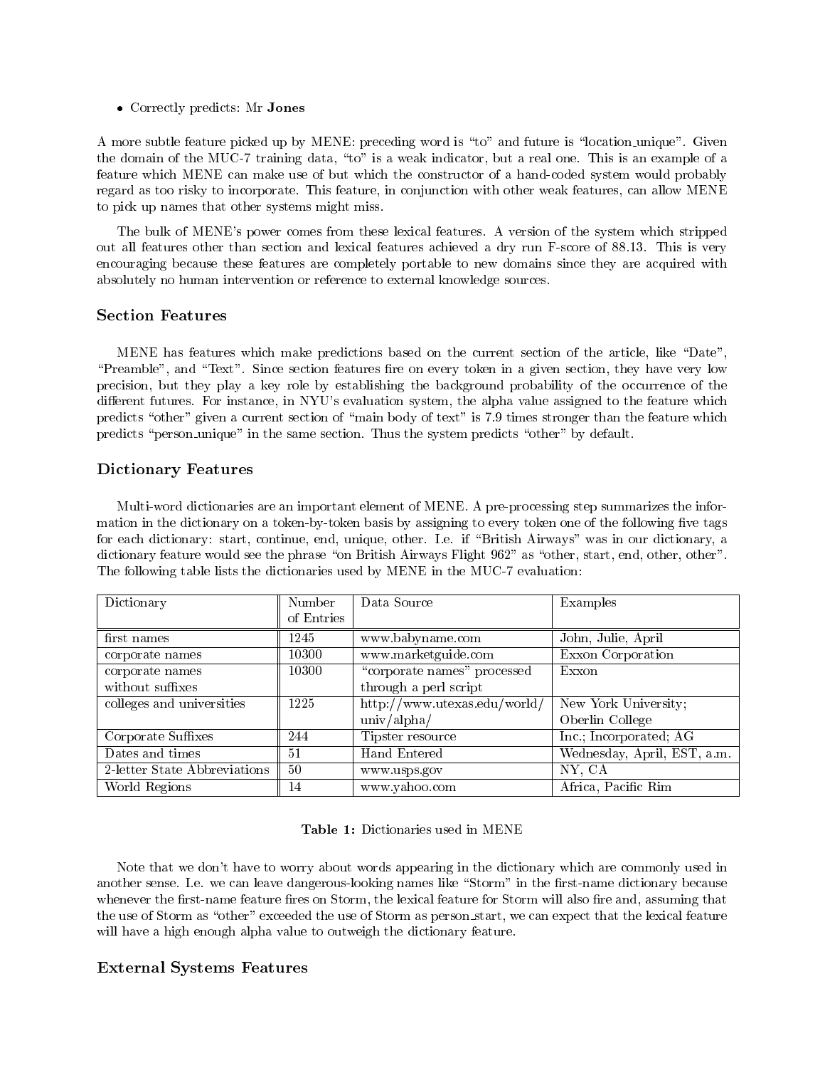- Correctly predicts: Mr **Jones**

A more subtle feature picked up by MENE: preceding word is "to" and future is "location_unique". Given the domain of the MUC-7 training data, "to" is a weak indicator, but a real one. This is an example of a feature which MENE can make use of but which the constructor of a hand-coded system would probably regard as too risky to incorporate. This feature, in conjunction with other weak features, can allow MENE to pick up names that other systems might miss.

The bulk of MENE's power comes from these lexical features. A version of the system which stripped out all features other than section and lexical features achieved a dry run F-score of 88.13. This is very encouraging because these features are completely portable to new domains since they are acquired with absolutely no human intervention or reference to external knowledge sources.

### Section Features

MENE has features which make predictions based on the current section of the article, like "Date", "Preamble", and "Text". Since section features fire on every token in a given section, they have very low precision, but they play a key role by establishing the background probability of the occurrence of the different futures. For instance, in NYU's evaluation system, the alpha value assigned to the feature which predicts "other" given a current section of "main body of text" is 7.9 times stronger than the feature which predicts "person_unique" in the same section. Thus the system predicts "other" by default.

### Dictionary Features

Multi-word dictionaries are an important element of MENE. A pre-processing step summarizes the information in the dictionary on a token-by-token basis by assigning to every token one of the following five tags for each dictionary: start, continue, end, unique, other. I.e. if "British Airways" was in our dictionary, a dictionary feature would see the phrase "on British Airways Flight 962" as "other, start, end, other, other". The following table lists the dictionaries used by MENE in the MUC-7 evaluation:

| Dictionary | Number of Entries | Data Source | Examples |
|---|---|---|---|
| first names | 1245 | www.babyname.com | John, Julie, April |
| corporate names | 10300 | www.marketguide.com | Exxon Corporation |
| corporate names without suffixes | 10300 | "corporate names" processed through a perl script | Exxon |
| colleges and universities | 1225 | http://www.utexas.edu/world/univ/alpha/ | New York University; Oberlin College |
| Corporate Suffixes | 244 | Tipster resource | Inc.; Incorporated; AG |
| Dates and times | 51 | Hand Entered | Wednesday, April, EST, a.m. |
| 2-letter State Abbreviations | 50 | www.usps.gov | NY, CA |
| World Regions | 14 | www.yahoo.com | Africa, Pacific Rim |

**Table 1:** Dictionaries used in MENE

Note that we don't have to worry about words appearing in the dictionary which are commonly used in another sense. I.e. we can leave dangerous-looking names like "Storm" in the first-name dictionary because whenever the first-name feature fires on Storm, the lexical feature for Storm will also fire and, assuming that the use of Storm as "other" exceeded the use of Storm as person_start, we can expect that the lexical feature will have a high enough alpha value to outweigh the dictionary feature.

### External Systems Features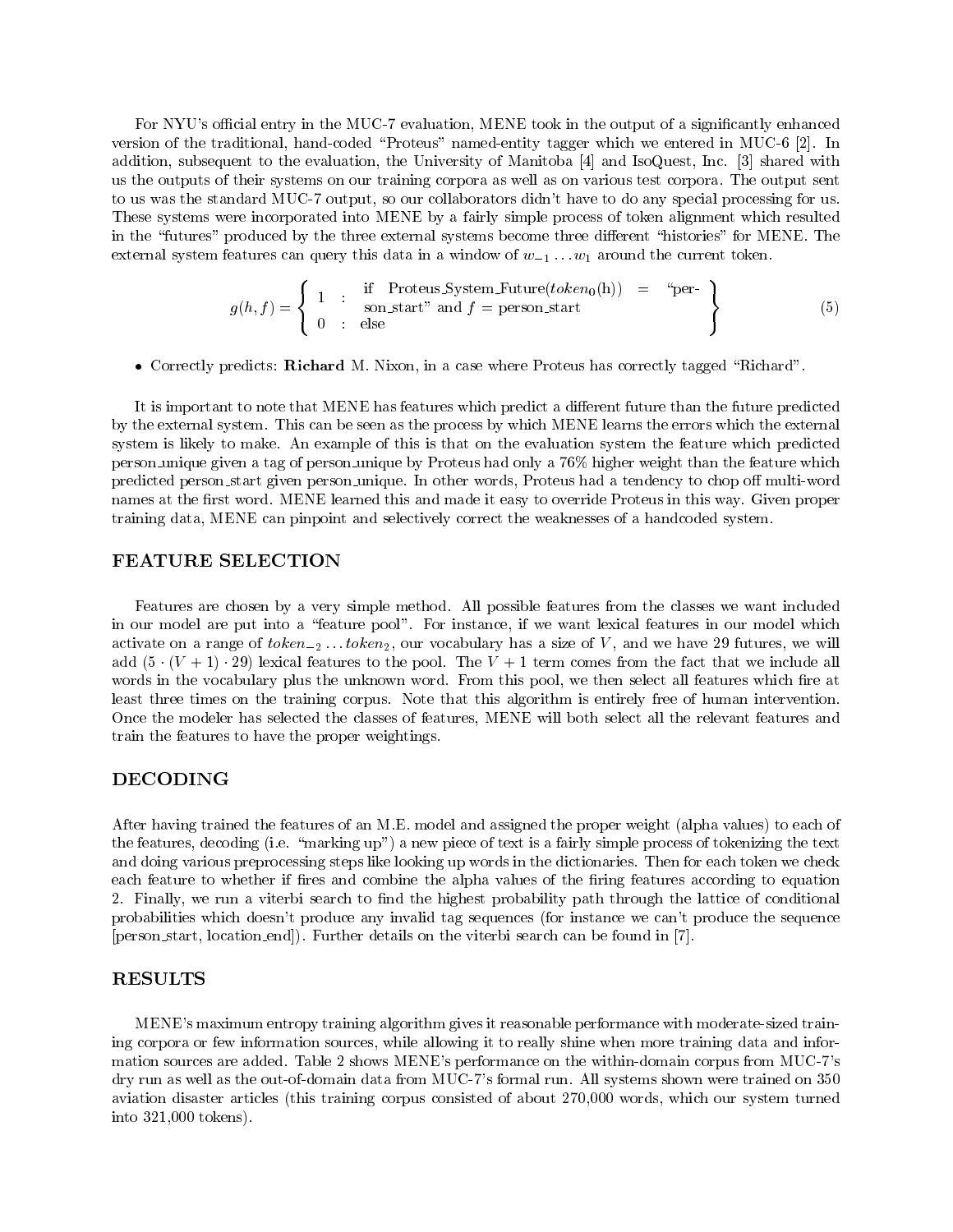For NYU's official entry in the MUC-7 evaluation, MENE took in the output of a significantly enhanced version of the traditional, hand-coded "Proteus" named-entity tagger which we entered in MUC-6 [2]. In addition, subsequent to the evaluation, the University of Manitoba [4] and IsoQuest, Inc. [3] shared with us the outputs of their systems on our training corpora as well as on various test corpora. The output sent to us was the standard MUC-7 output, so our collaborators didn't have to do any special processing for us. These systems were incorporated into MENE by a fairly simple process of token alignment which resulted in the "futures" produced by the three external systems become three different "histories" for MENE. The external system features can query this data in a window of $w_{-1} \ldots w_1$ around the current token.

$$g(h, f) = \left\{ \begin{array}{ll} 1 : & \text{if Proteus\_System\_Future}(token_0(\text{h})) = \text{"person\_start" and } f = \text{person\_start} \\ 0 : & \text{else} \end{array} \right\} \tag{5}$$

- Correctly predicts: **Richard** M. Nixon, in a case where Proteus has correctly tagged "Richard".

It is important to note that MENE has features which predict a different future than the future predicted by the external system. This can be seen as the process by which MENE learns the errors which the external system is likely to make. An example of this is that on the evaluation system the feature which predicted person_unique given a tag of person_unique by Proteus had only a 76% higher weight than the feature which predicted person_start given person_unique. In other words, Proteus had a tendency to chop off multi-word names at the first word. MENE learned this and made it easy to override Proteus in this way. Given proper training data, MENE can pinpoint and selectively correct the weaknesses of a handcoded system.

## FEATURE SELECTION

Features are chosen by a very simple method. All possible features from the classes we want included in our model are put into a "feature pool". For instance, if we want lexical features in our model which activate on a range of $token_{-2} \ldots token_2$, our vocabulary has a size of $V$, and we have 29 futures, we will add $(5 \cdot (V + 1) \cdot 29)$ lexical features to the pool. The $V + 1$ term comes from the fact that we include all words in the vocabulary plus the unknown word. From this pool, we then select all features which fire at least three times on the training corpus. Note that this algorithm is entirely free of human intervention. Once the modeler has selected the classes of features, MENE will both select all the relevant features and train the features to have the proper weightings.

## DECODING

After having trained the features of an M.E. model and assigned the proper weight (alpha values) to each of the features, decoding (i.e. "marking up") a new piece of text is a fairly simple process of tokenizing the text and doing various preprocessing steps like looking up words in the dictionaries. Then for each token we check each feature to whether if fires and combine the alpha values of the firing features according to equation 2. Finally, we run a viterbi search to find the highest probability path through the lattice of conditional probabilities which doesn't produce any invalid tag sequences (for instance we can't produce the sequence [person_start, location_end]). Further details on the viterbi search can be found in [7].

## RESULTS

MENE's maximum entropy training algorithm gives it reasonable performance with moderate-sized training corpora or few information sources, while allowing it to really shine when more training data and information sources are added. Table 2 shows MENE's performance on the within-domain corpus from MUC-7's dry run as well as the out-of-domain data from MUC-7's formal run. All systems shown were trained on 350 aviation disaster articles (this training corpus consisted of about 270,000 words, which our system turned into 321,000 tokens).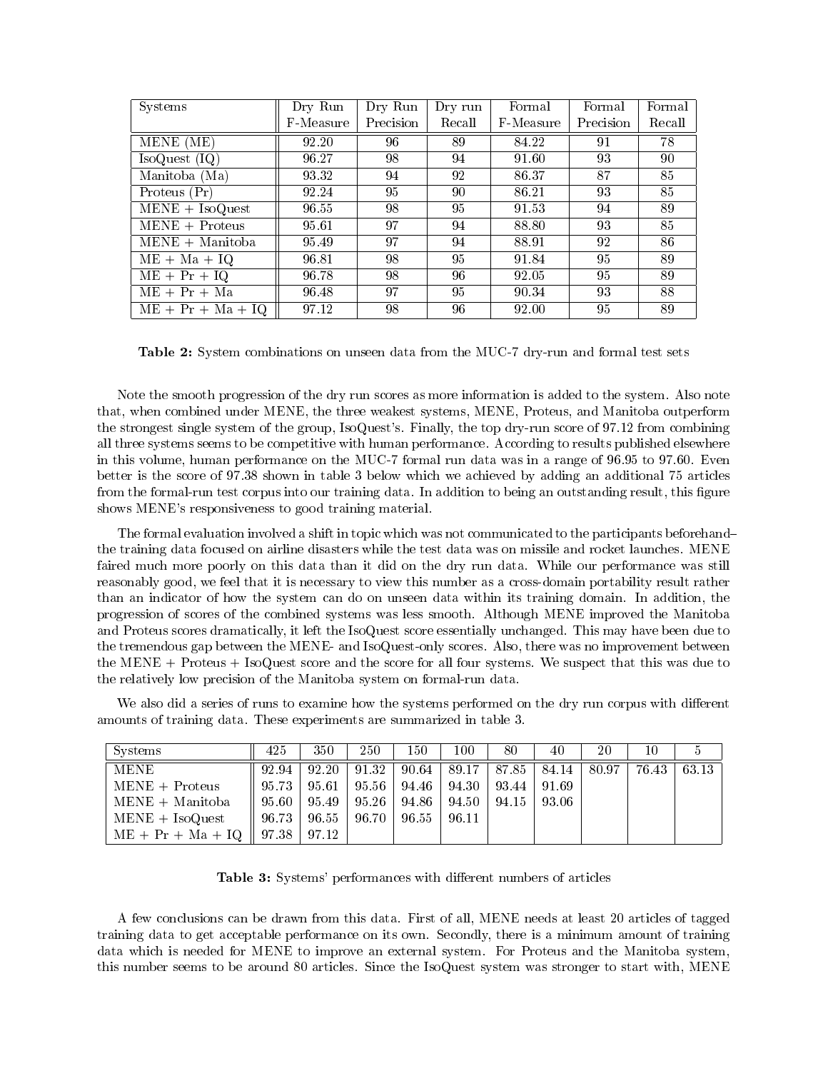| Systems | Dry Run F-Measure | Dry Run Precision | Dry run Recall | Formal F-Measure | Formal Precision | Formal Recall |
|---|---|---|---|---|---|---|
| MENE (ME) | 92.20 | 96 | 89 | 84.22 | 91 | 78 |
| IsoQuest (IQ) | 96.27 | 98 | 94 | 91.60 | 93 | 90 |
| Manitoba (Ma) | 93.32 | 94 | 92 | 86.37 | 87 | 85 |
| Proteus (Pr) | 92.24 | 95 | 90 | 86.21 | 93 | 85 |
| MENE + IsoQuest | 96.55 | 98 | 95 | 91.53 | 94 | 89 |
| MENE + Proteus | 95.61 | 97 | 94 | 88.80 | 93 | 85 |
| MENE + Manitoba | 95.49 | 97 | 94 | 88.91 | 92 | 86 |
| ME + Ma + IQ | 96.81 | 98 | 95 | 91.84 | 95 | 89 |
| ME + Pr + IQ | 96.78 | 98 | 96 | 92.05 | 95 | 89 |
| ME + Pr + Ma | 96.48 | 97 | 95 | 90.34 | 93 | 88 |
| ME + Pr + Ma + IQ | 97.12 | 98 | 96 | 92.00 | 95 | 89 |

**Table 2:** System combinations on unseen data from the MUC-7 dry-run and formal test sets

Note the smooth progression of the dry run scores as more information is added to the system. Also note that, when combined under MENE, the three weakest systems, MENE, Proteus, and Manitoba outperform the strongest single system of the group, IsoQuest's. Finally, the top dry-run score of 97.12 from combining all three systems seems to be competitive with human performance. According to results published elsewhere in this volume, human performance on the MUC-7 formal run data was in a range of 96.95 to 97.60. Even better is the score of 97.38 shown in table 3 below which we achieved by adding an additional 75 articles from the formal-run test corpus into our training data. In addition to being an outstanding result, this figure shows MENE's responsiveness to good training material.

The formal evaluation involved a shift in topic which was not communicated to the participants beforehand– the training data focused on airline disasters while the test data was on missile and rocket launches. MENE faired much more poorly on this data than it did on the dry run data. While our performance was still reasonably good, we feel that it is necessary to view this number as a cross-domain portability result rather than an indicator of how the system can do on unseen data within its training domain. In addition, the progression of scores of the combined systems was less smooth. Although MENE improved the Manitoba and Proteus scores dramatically, it left the IsoQuest score essentially unchanged. This may have been due to the tremendous gap between the MENE- and IsoQuest-only scores. Also, there was no improvement between the MENE + Proteus + IsoQuest score and the score for all four systems. We suspect that this was due to the relatively low precision of the Manitoba system on formal-run data.

We also did a series of runs to examine how the systems performed on the dry run corpus with different amounts of training data. These experiments are summarized in table 3.

| Systems | 425 | 350 | 250 | 150 | 100 | 80 | 40 | 20 | 10 | 5 |
|---|---|---|---|---|---|---|---|---|---|---|
| MENE | 92.94 | 92.20 | 91.32 | 90.64 | 89.17 | 87.85 | 84.14 | 80.97 | 76.43 | 63.13 |
| MENE + Proteus | 95.73 | 95.61 | 95.56 | 94.46 | 94.30 | 93.44 | 91.69 | | | |
| MENE + Manitoba | 95.60 | 95.49 | 95.26 | 94.86 | 94.50 | 94.15 | 93.06 | | | |
| MENE + IsoQuest | 96.73 | 96.55 | 96.70 | 96.55 | 96.11 | | | | | |
| ME + Pr + Ma + IQ | 97.38 | 97.12 | | | | | | | | |

**Table 3:** Systems' performances with different numbers of articles

A few conclusions can be drawn from this data. First of all, MENE needs at least 20 articles of tagged training data to get acceptable performance on its own. Secondly, there is a minimum amount of training data which is needed for MENE to improve an external system. For Proteus and the Manitoba system, this number seems to be around 80 articles. Since the IsoQuest system was stronger to start with, MENE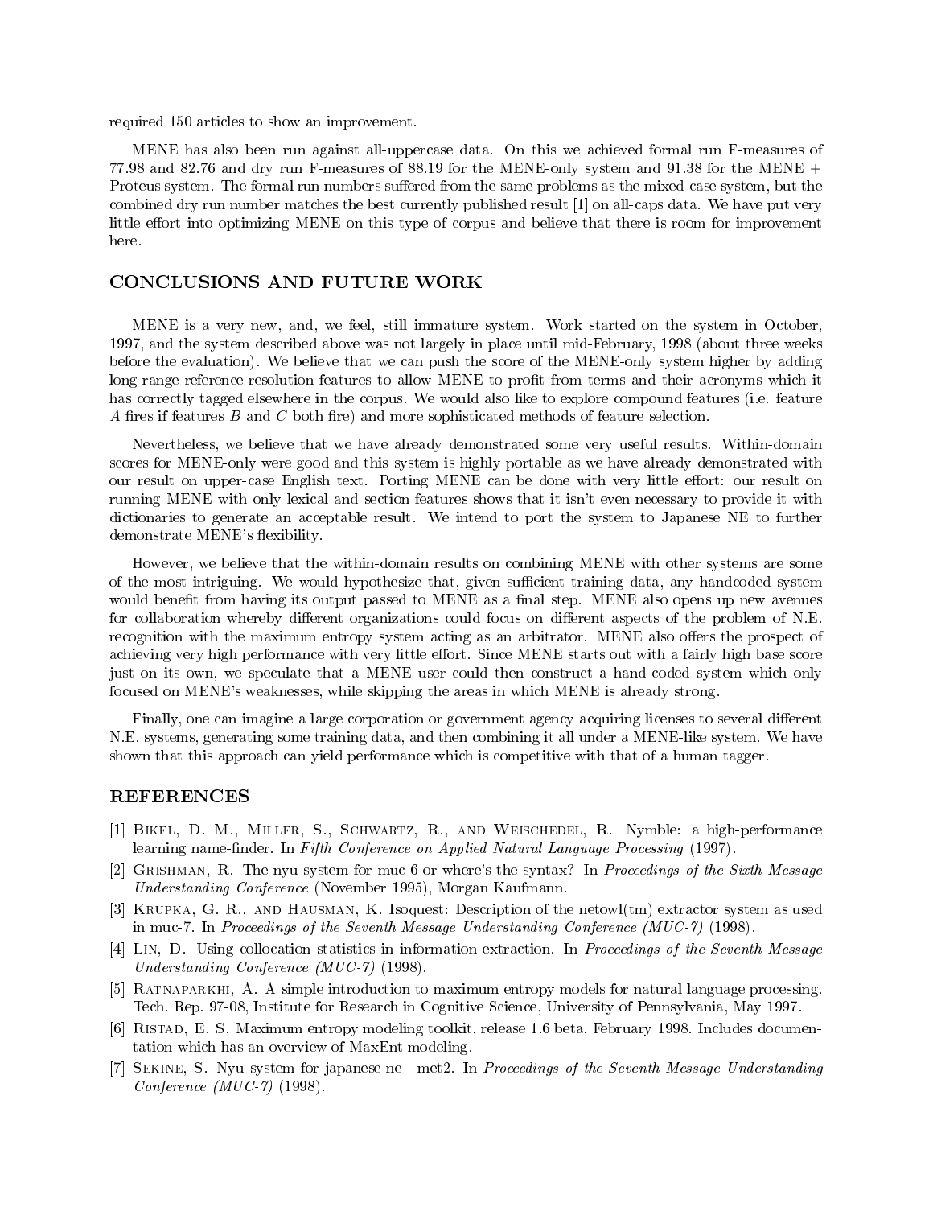required 150 articles to show an improvement.

MENE has also been run against all-uppercase data. On this we achieved formal run F-measures of 77.98 and 82.76 and dry run F-measures of 88.19 for the MENE-only system and 91.38 for the MENE + Proteus system. The formal run numbers suffered from the same problems as the mixed-case system, but the combined dry run number matches the best currently published result [1] on all-caps data. We have put very little effort into optimizing MENE on this type of corpus and believe that there is room for improvement here.

## CONCLUSIONS AND FUTURE WORK

MENE is a very new, and, we feel, still immature system. Work started on the system in October, 1997, and the system described above was not largely in place until mid-February, 1998 (about three weeks before the evaluation). We believe that we can push the score of the MENE-only system higher by adding long-range reference-resolution features to allow MENE to profit from terms and their acronyms which it has correctly tagged elsewhere in the corpus. We would also like to explore compound features (i.e. feature $A$ fires if features $B$ and $C$ both fire) and more sophisticated methods of feature selection.

Nevertheless, we believe that we have already demonstrated some very useful results. Within-domain scores for MENE-only were good and this system is highly portable as we have already demonstrated with our result on upper-case English text. Porting MENE can be done with very little effort: our result on running MENE with only lexical and section features shows that it isn't even necessary to provide it with dictionaries to generate an acceptable result. We intend to port the system to Japanese NE to further demonstrate MENE's flexibility.

However, we believe that the within-domain results on combining MENE with other systems are some of the most intriguing. We would hypothesize that, given sufficient training data, any handcoded system would benefit from having its output passed to MENE as a final step. MENE also opens up new avenues for collaboration whereby different organizations could focus on different aspects of the problem of N.E. recognition with the maximum entropy system acting as an arbitrator. MENE also offers the prospect of achieving very high performance with very little effort. Since MENE starts out with a fairly high base score just on its own, we speculate that a MENE user could then construct a hand-coded system which only focused on MENE's weaknesses, while skipping the areas in which MENE is already strong.

Finally, one can imagine a large corporation or government agency acquiring licenses to several different N.E. systems, generating some training data, and then combining it all under a MENE-like system. We have shown that this approach can yield performance which is competitive with that of a human tagger.

## REFERENCES

[1] Bikel, D. M., Miller, S., Schwartz, R., and Weischedel, R. Nymble: a high-performance learning name-finder. In *Fifth Conference on Applied Natural Language Processing* (1997).

[2] Grishman, R. The nyu system for muc-6 or where's the syntax? In *Proceedings of the Sixth Message Understanding Conference* (November 1995), Morgan Kaufmann.

[3] Krupka, G. R., and Hausman, K. Isoquest: Description of the netowl(tm) extractor system as used in muc-7. In *Proceedings of the Seventh Message Understanding Conference (MUC-7)* (1998).

[4] Lin, D. Using collocation statistics in information extraction. In *Proceedings of the Seventh Message Understanding Conference (MUC-7)* (1998).

[5] Ratnaparkhi, A. A simple introduction to maximum entropy models for natural language processing. Tech. Rep. 97-08, Institute for Research in Cognitive Science, University of Pennsylvania, May 1997.

[6] Ristad, E. S. Maximum entropy modeling toolkit, release 1.6 beta, February 1998. Includes documentation which has an overview of MaxEnt modeling.

[7] Sekine, S. Nyu system for japanese ne - met2. In *Proceedings of the Seventh Message Understanding Conference (MUC-7)* (1998).